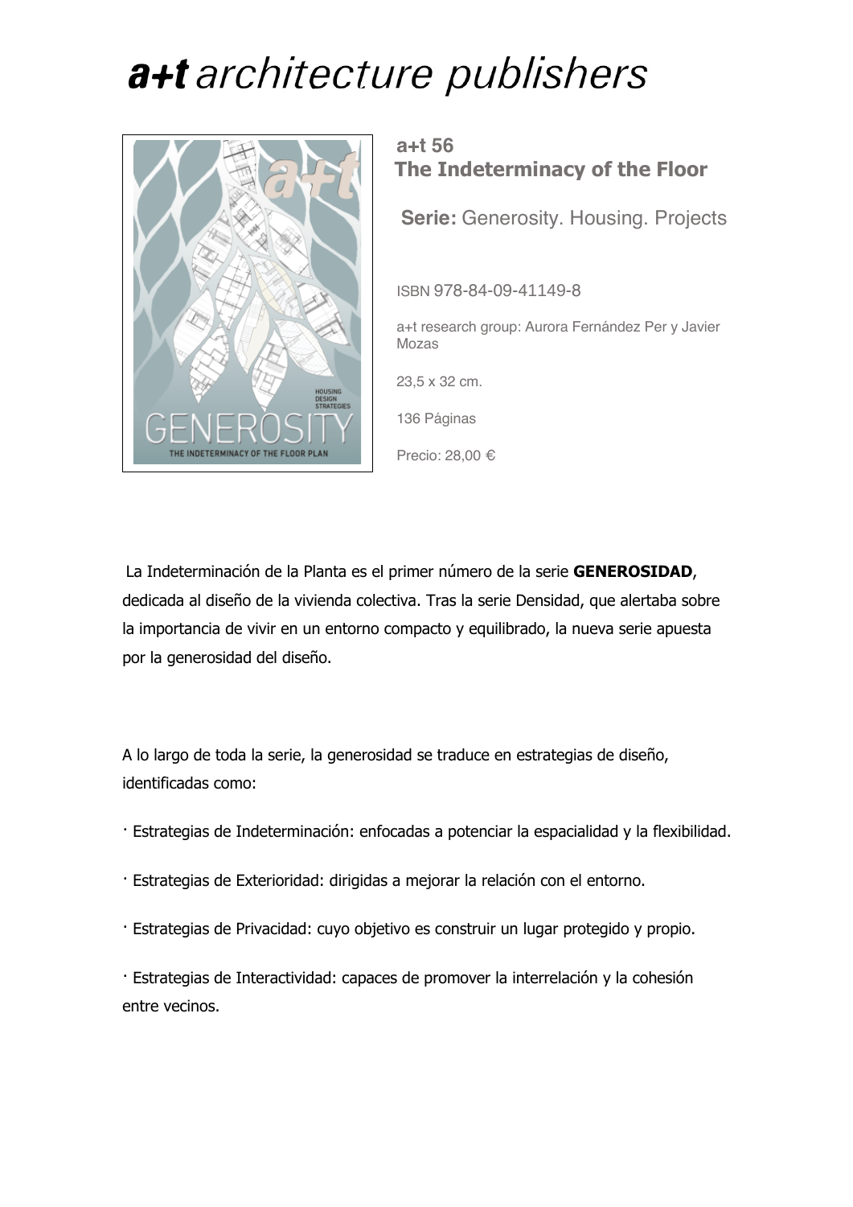# a+t architecture publishers

**a+t 56**
**The Indeterminacy of the Floor**

**Serie:** Generosity. Housing. Projects

ISBN 978-84-09-41149-8

a+t research group: Aurora Fernández Per y Javier Mozas

23,5 x 32 cm.

136 Páginas

Precio: 28,00 €

La Indeterminación de la Planta es el primer número de la serie **GENEROSIDAD**, dedicada al diseño de la vivienda colectiva. Tras la serie Densidad, que alertaba sobre la importancia de vivir en un entorno compacto y equilibrado, la nueva serie apuesta por la generosidad del diseño.

A lo largo de toda la serie, la generosidad se traduce en estrategias de diseño, identificadas como:

· Estrategias de Indeterminación: enfocadas a potenciar la espacialidad y la flexibilidad.

· Estrategias de Exterioridad: dirigidas a mejorar la relación con el entorno.

· Estrategias de Privacidad: cuyo objetivo es construir un lugar protegido y propio.

· Estrategias de Interactividad: capaces de promover la interrelación y la cohesión entre vecinos.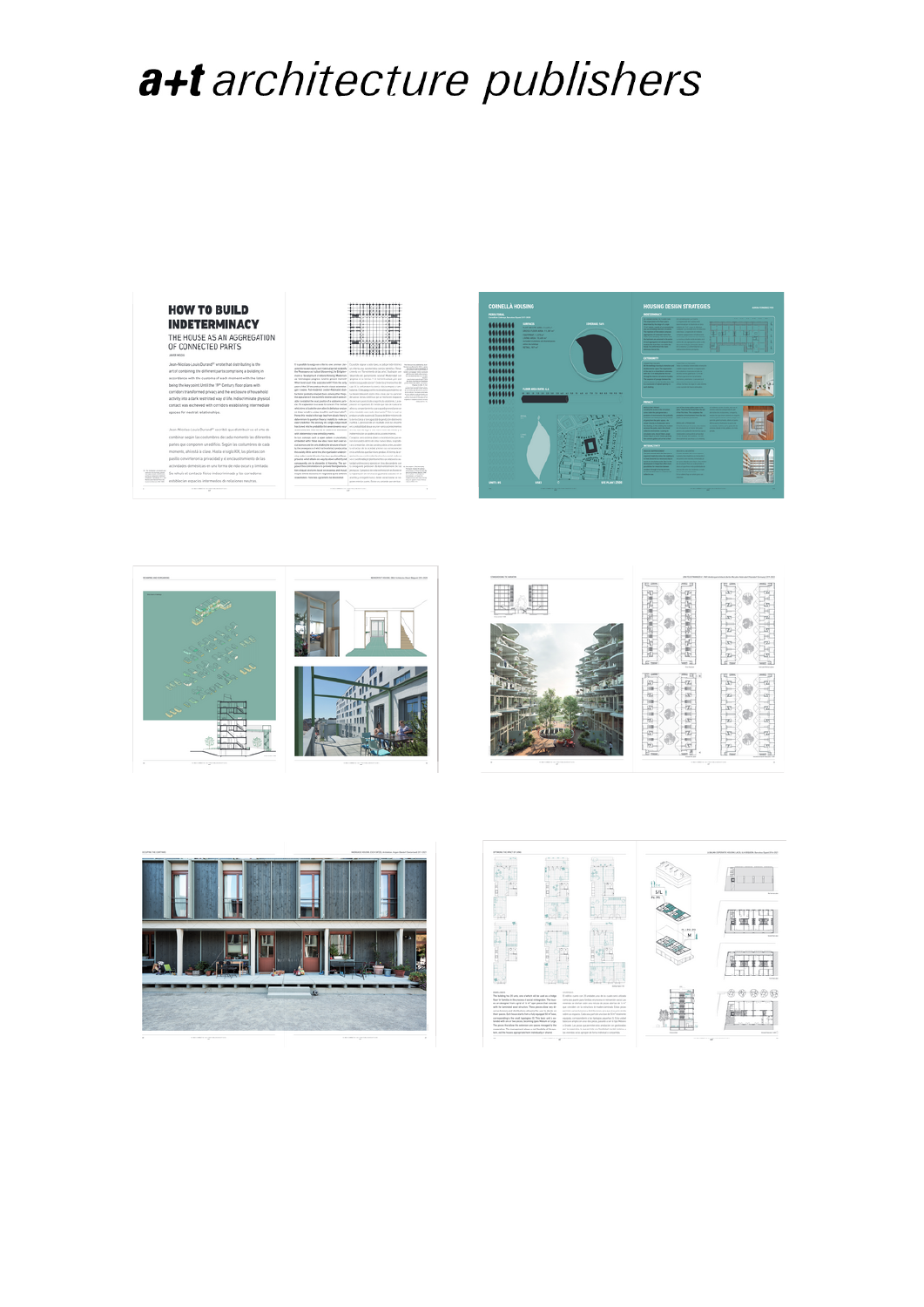# a+t architecture publishers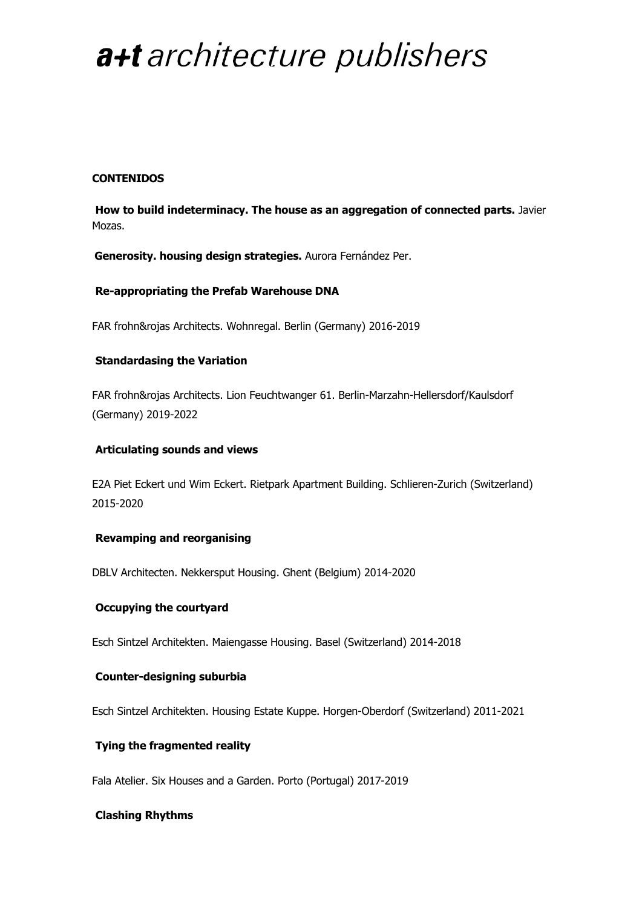# *a+t architecture publishers*

**CONTENIDOS**

**How to build indeterminacy. The house as an aggregation of connected parts.** Javier Mozas.

**Generosity. housing design strategies.** Aurora Fernández Per.

**Re-appropriating the Prefab Warehouse DNA**

FAR frohn&rojas Architects. Wohnregal. Berlin (Germany) 2016-2019

**Standardasing the Variation**

FAR frohn&rojas Architects. Lion Feuchtwanger 61. Berlin-Marzahn-Hellersdorf/Kaulsdorf (Germany) 2019-2022

**Articulating sounds and views**

E2A Piet Eckert und Wim Eckert. Rietpark Apartment Building. Schlieren-Zurich (Switzerland) 2015-2020

**Revamping and reorganising**

DBLV Architecten. Nekkersput Housing. Ghent (Belgium) 2014-2020

**Occupying the courtyard**

Esch Sintzel Architekten. Maiengasse Housing. Basel (Switzerland) 2014-2018

**Counter-designing suburbia**

Esch Sintzel Architekten. Housing Estate Kuppe. Horgen-Oberdorf (Switzerland) 2011-2021

**Tying the fragmented reality**

Fala Atelier. Six Houses and a Garden. Porto (Portugal) 2017-2019

**Clashing Rhythms**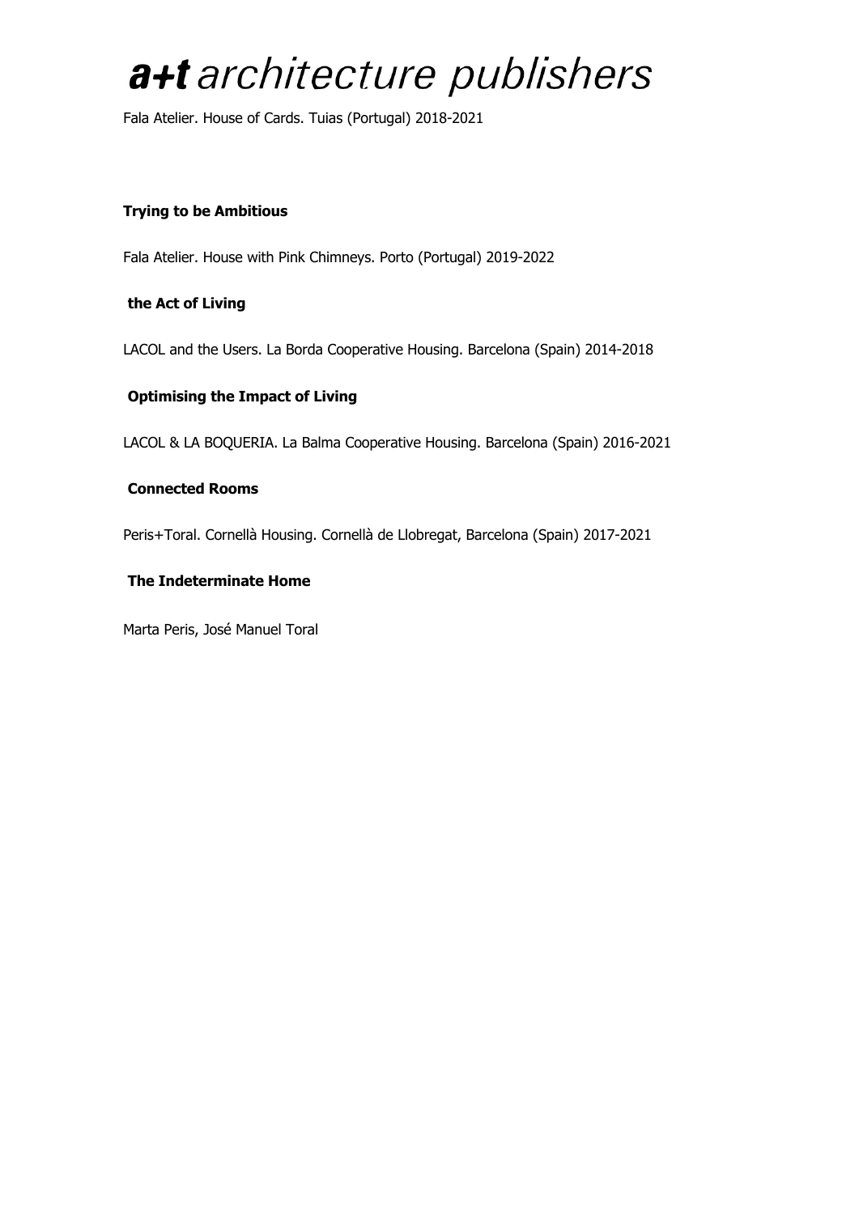Fala Atelier. House of Cards. Tuias (Portugal) 2018-2021

**Trying to be Ambitious**

Fala Atelier. House with Pink Chimneys. Porto (Portugal) 2019-2022

**the Act of Living**

LACOL and the Users. La Borda Cooperative Housing. Barcelona (Spain) 2014-2018

**Optimising the Impact of Living**

LACOL & LA BOQUERIA. La Balma Cooperative Housing. Barcelona (Spain) 2016-2021

**Connected Rooms**

Peris+Toral. Cornellà Housing. Cornellà de Llobregat, Barcelona (Spain) 2017-2021

**The Indeterminate Home**

Marta Peris, José Manuel Toral